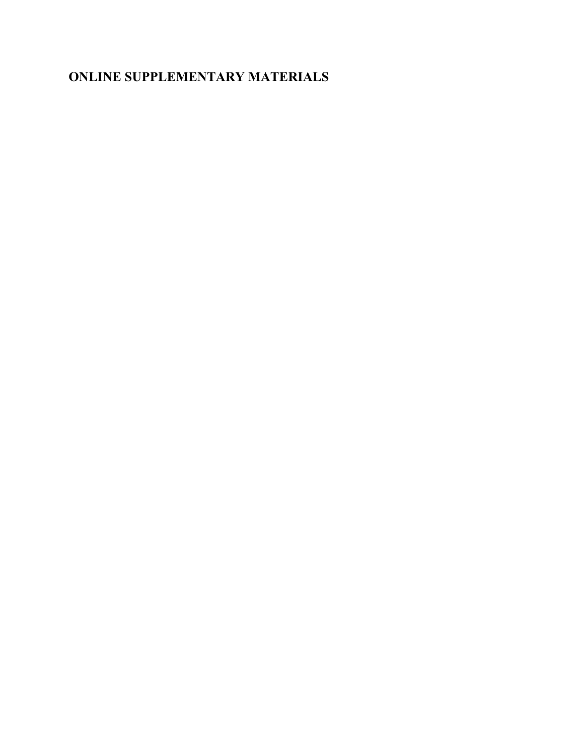# ONLINE SUPPLEMENTARY MATERIALS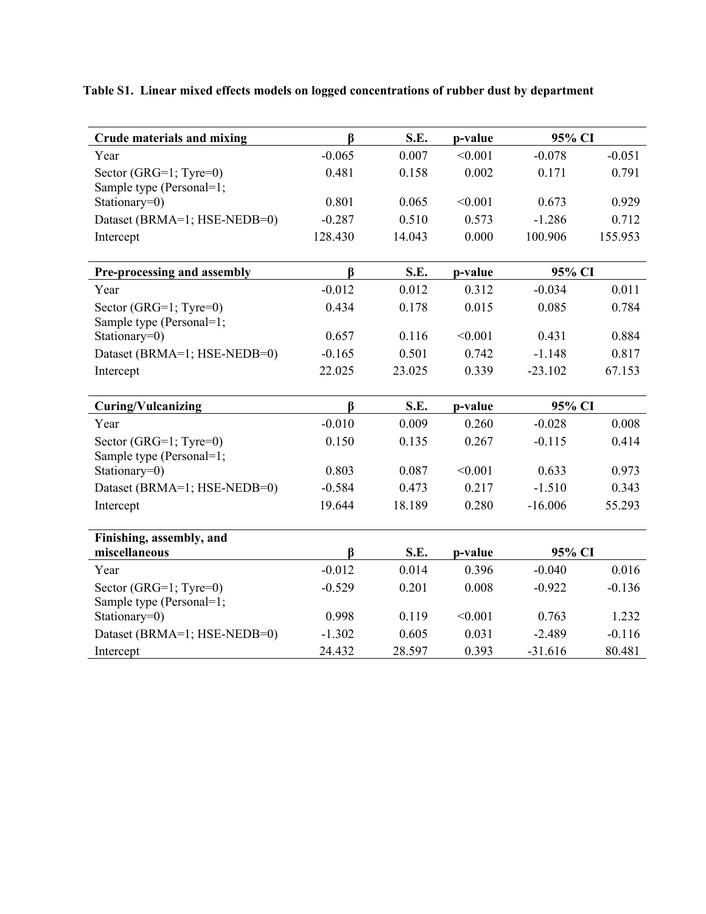**Table S1. Linear mixed effects models on logged concentrations of rubber dust by department**

| **Crude materials and mixing** | **β** | **S.E.** | **p-value** | **95% CI** | |
|---|---|---|---|---|---|
| Year | -0.065 | 0.007 | <0.001 | -0.078 | -0.051 |
| Sector (GRG=1; Tyre=0) | 0.481 | 0.158 | 0.002 | 0.171 | 0.791 |
| Sample type (Personal=1; Stationary=0) | 0.801 | 0.065 | <0.001 | 0.673 | 0.929 |
| Dataset (BRMA=1; HSE-NEDB=0) | -0.287 | 0.510 | 0.573 | -1.286 | 0.712 |
| Intercept | 128.430 | 14.043 | 0.000 | 100.906 | 155.953 |

| **Pre-processing and assembly** | **β** | **S.E.** | **p-value** | **95% CI** | |
|---|---|---|---|---|---|
| Year | -0.012 | 0.012 | 0.312 | -0.034 | 0.011 |
| Sector (GRG=1; Tyre=0) | 0.434 | 0.178 | 0.015 | 0.085 | 0.784 |
| Sample type (Personal=1; Stationary=0) | 0.657 | 0.116 | <0.001 | 0.431 | 0.884 |
| Dataset (BRMA=1; HSE-NEDB=0) | -0.165 | 0.501 | 0.742 | -1.148 | 0.817 |
| Intercept | 22.025 | 23.025 | 0.339 | -23.102 | 67.153 |

| **Curing/Vulcanizing** | **β** | **S.E.** | **p-value** | **95% CI** | |
|---|---|---|---|---|---|
| Year | -0.010 | 0.009 | 0.260 | -0.028 | 0.008 |
| Sector (GRG=1; Tyre=0) | 0.150 | 0.135 | 0.267 | -0.115 | 0.414 |
| Sample type (Personal=1; Stationary=0) | 0.803 | 0.087 | <0.001 | 0.633 | 0.973 |
| Dataset (BRMA=1; HSE-NEDB=0) | -0.584 | 0.473 | 0.217 | -1.510 | 0.343 |
| Intercept | 19.644 | 18.189 | 0.280 | -16.006 | 55.293 |

| **Finishing, assembly, and miscellaneous** | **β** | **S.E.** | **p-value** | **95% CI** | |
|---|---|---|---|---|---|
| Year | -0.012 | 0.014 | 0.396 | -0.040 | 0.016 |
| Sector (GRG=1; Tyre=0) | -0.529 | 0.201 | 0.008 | -0.922 | -0.136 |
| Sample type (Personal=1; Stationary=0) | 0.998 | 0.119 | <0.001 | 0.763 | 1.232 |
| Dataset (BRMA=1; HSE-NEDB=0) | -1.302 | 0.605 | 0.031 | -2.489 | -0.116 |
| Intercept | 24.432 | 28.597 | 0.393 | -31.616 | 80.481 |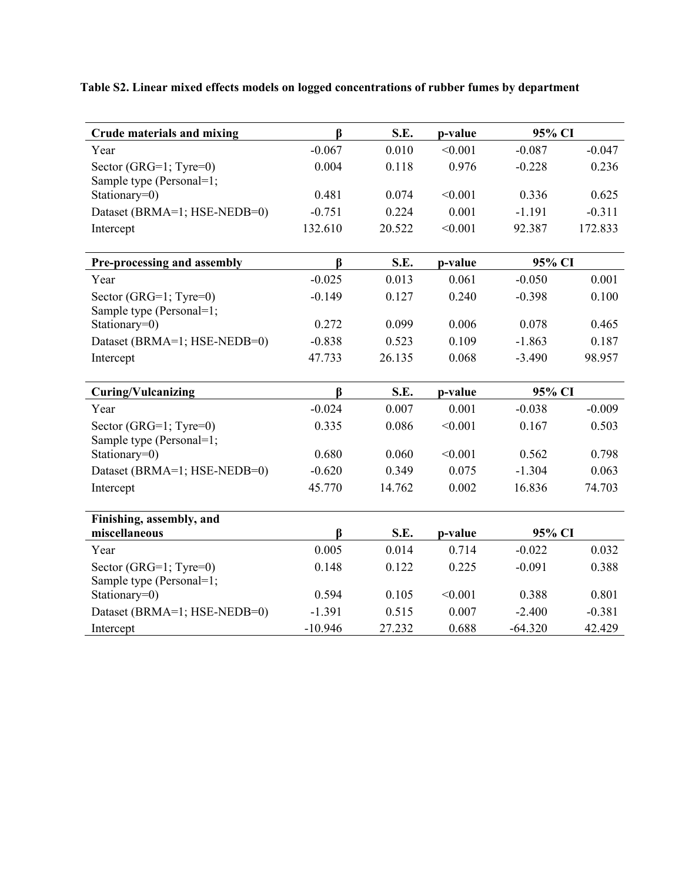**Table S2. Linear mixed effects models on logged concentrations of rubber fumes by department**

| Crude materials and mixing | β | S.E. | p-value | 95% CI | |
|---|---|---|---|---|---|
| Year | -0.067 | 0.010 | <0.001 | -0.087 | -0.047 |
| Sector (GRG=1; Tyre=0) | 0.004 | 0.118 | 0.976 | -0.228 | 0.236 |
| Sample type (Personal=1; Stationary=0) | 0.481 | 0.074 | <0.001 | 0.336 | 0.625 |
| Dataset (BRMA=1; HSE-NEDB=0) | -0.751 | 0.224 | 0.001 | -1.191 | -0.311 |
| Intercept | 132.610 | 20.522 | <0.001 | 92.387 | 172.833 |

| Pre-processing and assembly | β | S.E. | p-value | 95% CI | |
|---|---|---|---|---|---|
| Year | -0.025 | 0.013 | 0.061 | -0.050 | 0.001 |
| Sector (GRG=1; Tyre=0) | -0.149 | 0.127 | 0.240 | -0.398 | 0.100 |
| Sample type (Personal=1; Stationary=0) | 0.272 | 0.099 | 0.006 | 0.078 | 0.465 |
| Dataset (BRMA=1; HSE-NEDB=0) | -0.838 | 0.523 | 0.109 | -1.863 | 0.187 |
| Intercept | 47.733 | 26.135 | 0.068 | -3.490 | 98.957 |

| Curing/Vulcanizing | β | S.E. | p-value | 95% CI | |
|---|---|---|---|---|---|
| Year | -0.024 | 0.007 | 0.001 | -0.038 | -0.009 |
| Sector (GRG=1; Tyre=0) | 0.335 | 0.086 | <0.001 | 0.167 | 0.503 |
| Sample type (Personal=1; Stationary=0) | 0.680 | 0.060 | <0.001 | 0.562 | 0.798 |
| Dataset (BRMA=1; HSE-NEDB=0) | -0.620 | 0.349 | 0.075 | -1.304 | 0.063 |
| Intercept | 45.770 | 14.762 | 0.002 | 16.836 | 74.703 |

| Finishing, assembly, and miscellaneous | β | S.E. | p-value | 95% CI | |
|---|---|---|---|---|---|
| Year | 0.005 | 0.014 | 0.714 | -0.022 | 0.032 |
| Sector (GRG=1; Tyre=0) | 0.148 | 0.122 | 0.225 | -0.091 | 0.388 |
| Sample type (Personal=1; Stationary=0) | 0.594 | 0.105 | <0.001 | 0.388 | 0.801 |
| Dataset (BRMA=1; HSE-NEDB=0) | -1.391 | 0.515 | 0.007 | -2.400 | -0.381 |
| Intercept | -10.946 | 27.232 | 0.688 | -64.320 | 42.429 |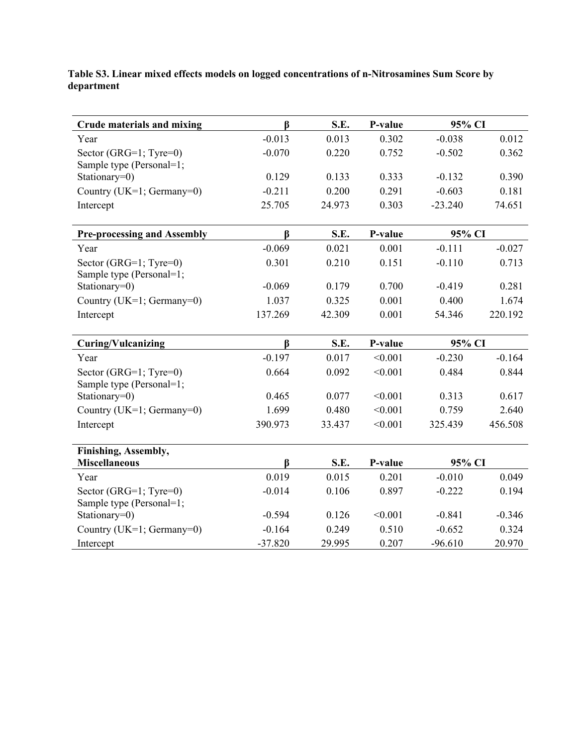**Table S3. Linear mixed effects models on logged concentrations of n-Nitrosamines Sum Score by department**

| Crude materials and mixing | β | S.E. | P-value | 95% CI | |
|---|---|---|---|---|---|
| Year | -0.013 | 0.013 | 0.302 | -0.038 | 0.012 |
| Sector (GRG=1; Tyre=0) | -0.070 | 0.220 | 0.752 | -0.502 | 0.362 |
| Sample type (Personal=1; Stationary=0) | 0.129 | 0.133 | 0.333 | -0.132 | 0.390 |
| Country (UK=1; Germany=0) | -0.211 | 0.200 | 0.291 | -0.603 | 0.181 |
| Intercept | 25.705 | 24.973 | 0.303 | -23.240 | 74.651 |

| Pre-processing and Assembly | β | S.E. | P-value | 95% CI | |
|---|---|---|---|---|---|
| Year | -0.069 | 0.021 | 0.001 | -0.111 | -0.027 |
| Sector (GRG=1; Tyre=0) | 0.301 | 0.210 | 0.151 | -0.110 | 0.713 |
| Sample type (Personal=1; Stationary=0) | -0.069 | 0.179 | 0.700 | -0.419 | 0.281 |
| Country (UK=1; Germany=0) | 1.037 | 0.325 | 0.001 | 0.400 | 1.674 |
| Intercept | 137.269 | 42.309 | 0.001 | 54.346 | 220.192 |

| Curing/Vulcanizing | β | S.E. | P-value | 95% CI | |
|---|---|---|---|---|---|
| Year | -0.197 | 0.017 | <0.001 | -0.230 | -0.164 |
| Sector (GRG=1; Tyre=0) | 0.664 | 0.092 | <0.001 | 0.484 | 0.844 |
| Sample type (Personal=1; Stationary=0) | 0.465 | 0.077 | <0.001 | 0.313 | 0.617 |
| Country (UK=1; Germany=0) | 1.699 | 0.480 | <0.001 | 0.759 | 2.640 |
| Intercept | 390.973 | 33.437 | <0.001 | 325.439 | 456.508 |

| Finishing, Assembly, Miscellaneous | β | S.E. | P-value | 95% CI | |
|---|---|---|---|---|---|
| Year | 0.019 | 0.015 | 0.201 | -0.010 | 0.049 |
| Sector (GRG=1; Tyre=0) | -0.014 | 0.106 | 0.897 | -0.222 | 0.194 |
| Sample type (Personal=1; Stationary=0) | -0.594 | 0.126 | <0.001 | -0.841 | -0.346 |
| Country (UK=1; Germany=0) | -0.164 | 0.249 | 0.510 | -0.652 | 0.324 |
| Intercept | -37.820 | 29.995 | 0.207 | -96.610 | 20.970 |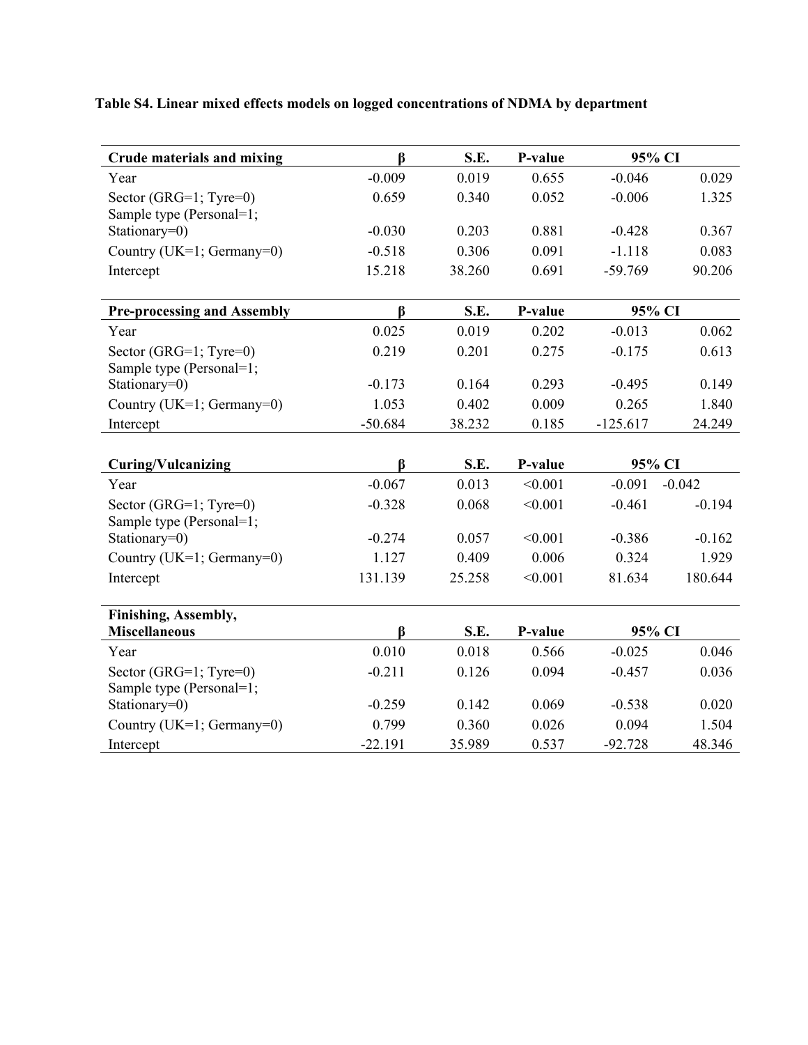**Table S4. Linear mixed effects models on logged concentrations of NDMA by department**

| Crude materials and mixing | β | S.E. | P-value | 95% CI | |
|---|---|---|---|---|---|
| Year | -0.009 | 0.019 | 0.655 | -0.046 | 0.029 |
| Sector (GRG=1; Tyre=0) | 0.659 | 0.340 | 0.052 | -0.006 | 1.325 |
| Sample type (Personal=1; Stationary=0) | -0.030 | 0.203 | 0.881 | -0.428 | 0.367 |
| Country (UK=1; Germany=0) | -0.518 | 0.306 | 0.091 | -1.118 | 0.083 |
| Intercept | 15.218 | 38.260 | 0.691 | -59.769 | 90.206 |

| Pre-processing and Assembly | β | S.E. | P-value | 95% CI | |
|---|---|---|---|---|---|
| Year | 0.025 | 0.019 | 0.202 | -0.013 | 0.062 |
| Sector (GRG=1; Tyre=0) | 0.219 | 0.201 | 0.275 | -0.175 | 0.613 |
| Sample type (Personal=1; Stationary=0) | -0.173 | 0.164 | 0.293 | -0.495 | 0.149 |
| Country (UK=1; Germany=0) | 1.053 | 0.402 | 0.009 | 0.265 | 1.840 |
| Intercept | -50.684 | 38.232 | 0.185 | -125.617 | 24.249 |

| Curing/Vulcanizing | β | S.E. | P-value | 95% CI | |
|---|---|---|---|---|---|
| Year | -0.067 | 0.013 | <0.001 | -0.091 | -0.042 |
| Sector (GRG=1; Tyre=0) | -0.328 | 0.068 | <0.001 | -0.461 | -0.194 |
| Sample type (Personal=1; Stationary=0) | -0.274 | 0.057 | <0.001 | -0.386 | -0.162 |
| Country (UK=1; Germany=0) | 1.127 | 0.409 | 0.006 | 0.324 | 1.929 |
| Intercept | 131.139 | 25.258 | <0.001 | 81.634 | 180.644 |

| Finishing, Assembly, Miscellaneous | β | S.E. | P-value | 95% CI | |
|---|---|---|---|---|---|
| Year | 0.010 | 0.018 | 0.566 | -0.025 | 0.046 |
| Sector (GRG=1; Tyre=0) | -0.211 | 0.126 | 0.094 | -0.457 | 0.036 |
| Sample type (Personal=1; Stationary=0) | -0.259 | 0.142 | 0.069 | -0.538 | 0.020 |
| Country (UK=1; Germany=0) | 0.799 | 0.360 | 0.026 | 0.094 | 1.504 |
| Intercept | -22.191 | 35.989 | 0.537 | -92.728 | 48.346 |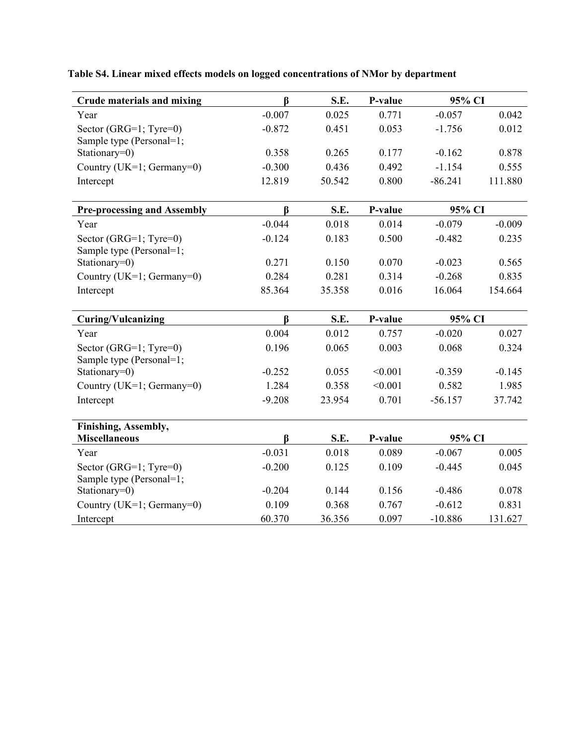**Table S4. Linear mixed effects models on logged concentrations of NMor by department**

| Crude materials and mixing | β | S.E. | P-value | 95% CI | |
|---|---|---|---|---|---|
| Year | -0.007 | 0.025 | 0.771 | -0.057 | 0.042 |
| Sector (GRG=1; Tyre=0) | -0.872 | 0.451 | 0.053 | -1.756 | 0.012 |
| Sample type (Personal=1; Stationary=0) | 0.358 | 0.265 | 0.177 | -0.162 | 0.878 |
| Country (UK=1; Germany=0) | -0.300 | 0.436 | 0.492 | -1.154 | 0.555 |
| Intercept | 12.819 | 50.542 | 0.800 | -86.241 | 111.880 |

| Pre-processing and Assembly | β | S.E. | P-value | 95% CI | |
|---|---|---|---|---|---|
| Year | -0.044 | 0.018 | 0.014 | -0.079 | -0.009 |
| Sector (GRG=1; Tyre=0) | -0.124 | 0.183 | 0.500 | -0.482 | 0.235 |
| Sample type (Personal=1; Stationary=0) | 0.271 | 0.150 | 0.070 | -0.023 | 0.565 |
| Country (UK=1; Germany=0) | 0.284 | 0.281 | 0.314 | -0.268 | 0.835 |
| Intercept | 85.364 | 35.358 | 0.016 | 16.064 | 154.664 |

| Curing/Vulcanizing | β | S.E. | P-value | 95% CI | |
|---|---|---|---|---|---|
| Year | 0.004 | 0.012 | 0.757 | -0.020 | 0.027 |
| Sector (GRG=1; Tyre=0) | 0.196 | 0.065 | 0.003 | 0.068 | 0.324 |
| Sample type (Personal=1; Stationary=0) | -0.252 | 0.055 | <0.001 | -0.359 | -0.145 |
| Country (UK=1; Germany=0) | 1.284 | 0.358 | <0.001 | 0.582 | 1.985 |
| Intercept | -9.208 | 23.954 | 0.701 | -56.157 | 37.742 |

| Finishing, Assembly, Miscellaneous | β | S.E. | P-value | 95% CI | |
|---|---|---|---|---|---|
| Year | -0.031 | 0.018 | 0.089 | -0.067 | 0.005 |
| Sector (GRG=1; Tyre=0) | -0.200 | 0.125 | 0.109 | -0.445 | 0.045 |
| Sample type (Personal=1; Stationary=0) | -0.204 | 0.144 | 0.156 | -0.486 | 0.078 |
| Country (UK=1; Germany=0) | 0.109 | 0.368 | 0.767 | -0.612 | 0.831 |
| Intercept | 60.370 | 36.356 | 0.097 | -10.886 | 131.627 |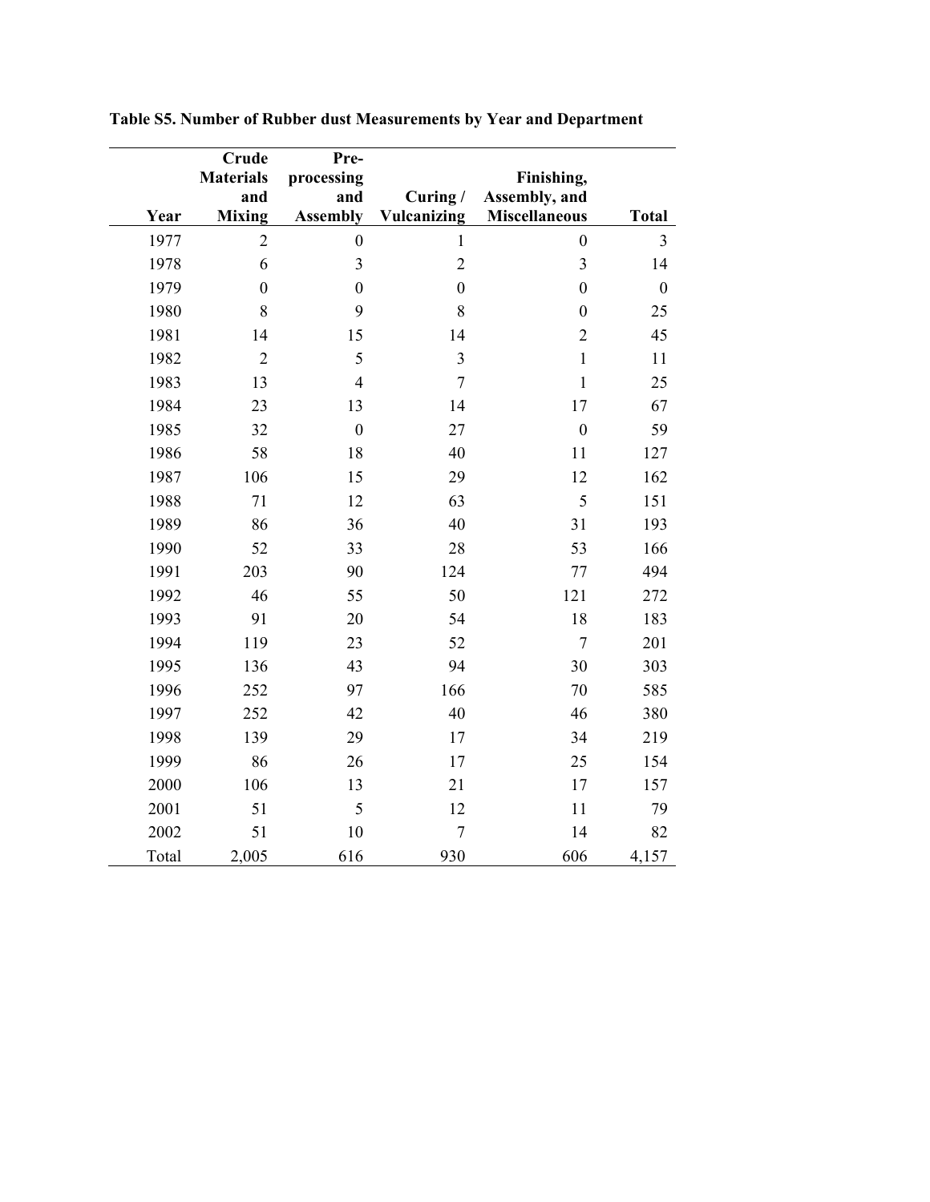**Table S5. Number of Rubber dust Measurements by Year and Department**

| Year | Crude Materials and Mixing | Pre-processing and Assembly | Curing / Vulcanizing | Finishing, Assembly, and Miscellaneous | Total |
|---|---|---|---|---|---|
| 1977 | 2 | 0 | 1 | 0 | 3 |
| 1978 | 6 | 3 | 2 | 3 | 14 |
| 1979 | 0 | 0 | 0 | 0 | 0 |
| 1980 | 8 | 9 | 8 | 0 | 25 |
| 1981 | 14 | 15 | 14 | 2 | 45 |
| 1982 | 2 | 5 | 3 | 1 | 11 |
| 1983 | 13 | 4 | 7 | 1 | 25 |
| 1984 | 23 | 13 | 14 | 17 | 67 |
| 1985 | 32 | 0 | 27 | 0 | 59 |
| 1986 | 58 | 18 | 40 | 11 | 127 |
| 1987 | 106 | 15 | 29 | 12 | 162 |
| 1988 | 71 | 12 | 63 | 5 | 151 |
| 1989 | 86 | 36 | 40 | 31 | 193 |
| 1990 | 52 | 33 | 28 | 53 | 166 |
| 1991 | 203 | 90 | 124 | 77 | 494 |
| 1992 | 46 | 55 | 50 | 121 | 272 |
| 1993 | 91 | 20 | 54 | 18 | 183 |
| 1994 | 119 | 23 | 52 | 7 | 201 |
| 1995 | 136 | 43 | 94 | 30 | 303 |
| 1996 | 252 | 97 | 166 | 70 | 585 |
| 1997 | 252 | 42 | 40 | 46 | 380 |
| 1998 | 139 | 29 | 17 | 34 | 219 |
| 1999 | 86 | 26 | 17 | 25 | 154 |
| 2000 | 106 | 13 | 21 | 17 | 157 |
| 2001 | 51 | 5 | 12 | 11 | 79 |
| 2002 | 51 | 10 | 7 | 14 | 82 |
| Total | 2,005 | 616 | 930 | 606 | 4,157 |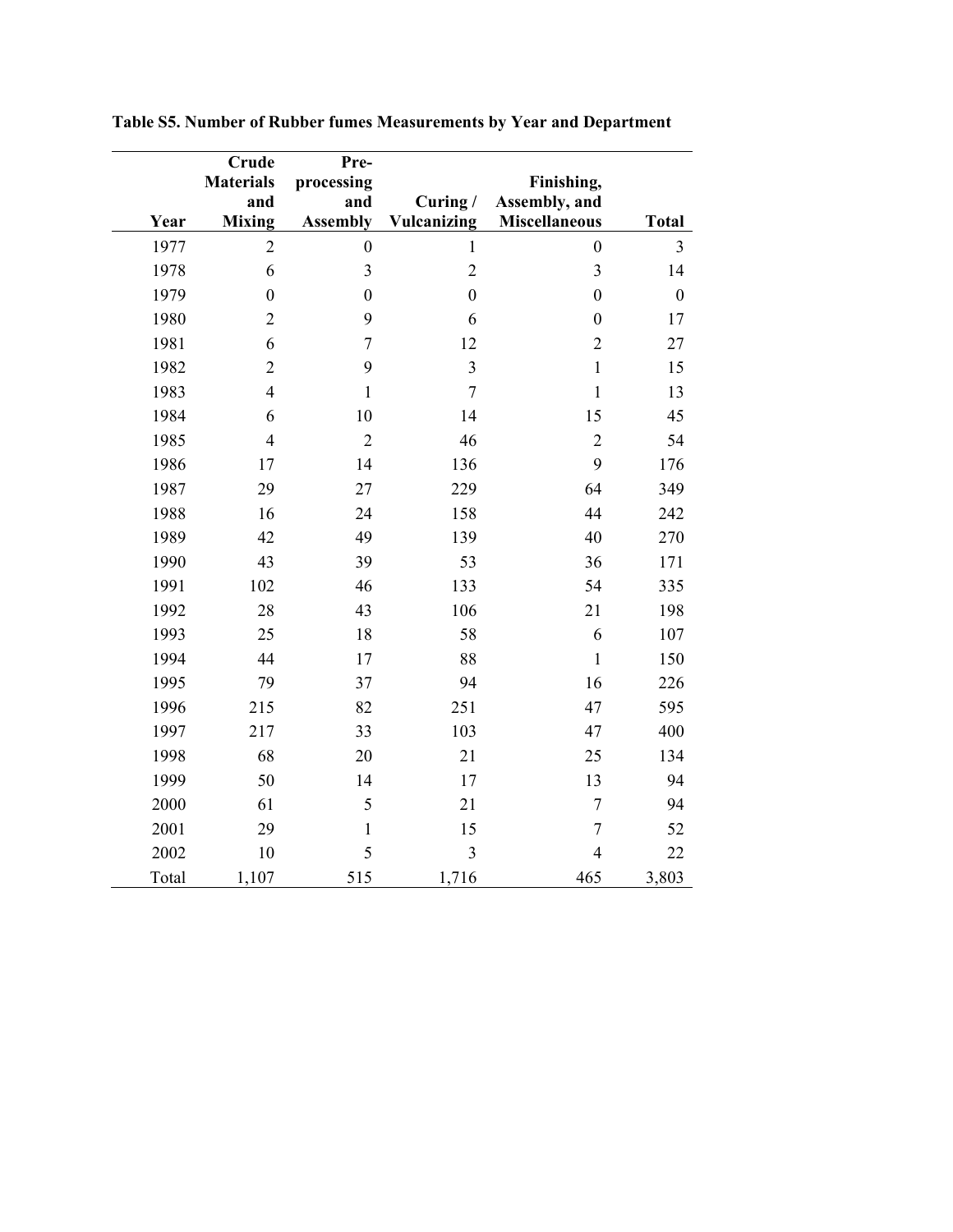**Table S5. Number of Rubber fumes Measurements by Year and Department**

| Year | Crude Materials and Mixing | Pre-processing and Assembly | Curing / Vulcanizing | Finishing, Assembly, and Miscellaneous | Total |
|---|---|---|---|---|---|
| 1977 | 2 | 0 | 1 | 0 | 3 |
| 1978 | 6 | 3 | 2 | 3 | 14 |
| 1979 | 0 | 0 | 0 | 0 | 0 |
| 1980 | 2 | 9 | 6 | 0 | 17 |
| 1981 | 6 | 7 | 12 | 2 | 27 |
| 1982 | 2 | 9 | 3 | 1 | 15 |
| 1983 | 4 | 1 | 7 | 1 | 13 |
| 1984 | 6 | 10 | 14 | 15 | 45 |
| 1985 | 4 | 2 | 46 | 2 | 54 |
| 1986 | 17 | 14 | 136 | 9 | 176 |
| 1987 | 29 | 27 | 229 | 64 | 349 |
| 1988 | 16 | 24 | 158 | 44 | 242 |
| 1989 | 42 | 49 | 139 | 40 | 270 |
| 1990 | 43 | 39 | 53 | 36 | 171 |
| 1991 | 102 | 46 | 133 | 54 | 335 |
| 1992 | 28 | 43 | 106 | 21 | 198 |
| 1993 | 25 | 18 | 58 | 6 | 107 |
| 1994 | 44 | 17 | 88 | 1 | 150 |
| 1995 | 79 | 37 | 94 | 16 | 226 |
| 1996 | 215 | 82 | 251 | 47 | 595 |
| 1997 | 217 | 33 | 103 | 47 | 400 |
| 1998 | 68 | 20 | 21 | 25 | 134 |
| 1999 | 50 | 14 | 17 | 13 | 94 |
| 2000 | 61 | 5 | 21 | 7 | 94 |
| 2001 | 29 | 1 | 15 | 7 | 52 |
| 2002 | 10 | 5 | 3 | 4 | 22 |
| Total | 1,107 | 515 | 1,716 | 465 | 3,803 |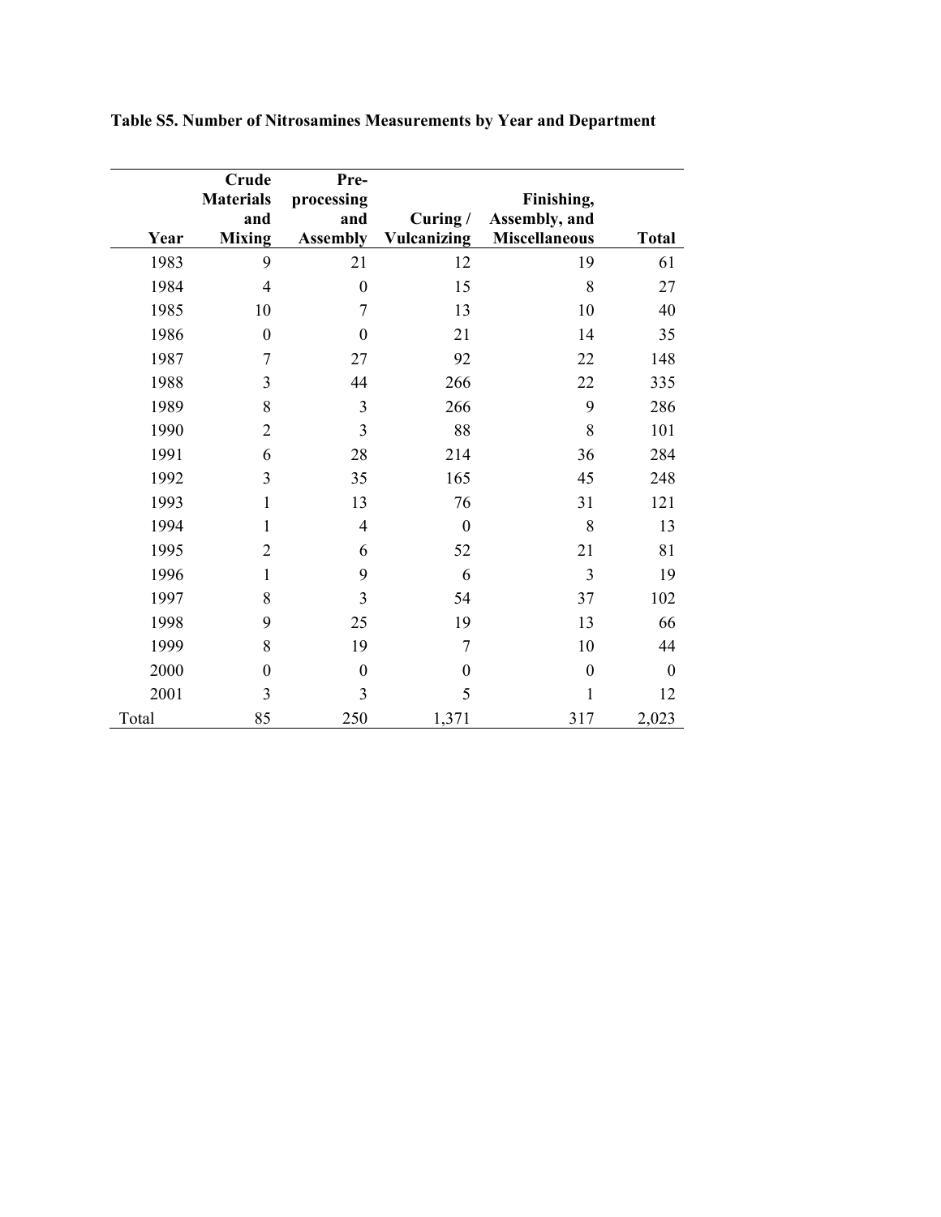**Table S5. Number of Nitrosamines Measurements by Year and Department**

| Year | Crude Materials and Mixing | Pre-processing and Assembly | Curing / Vulcanizing | Finishing, Assembly, and Miscellaneous | Total |
|---|---|---|---|---|---|
| 1983 | 9 | 21 | 12 | 19 | 61 |
| 1984 | 4 | 0 | 15 | 8 | 27 |
| 1985 | 10 | 7 | 13 | 10 | 40 |
| 1986 | 0 | 0 | 21 | 14 | 35 |
| 1987 | 7 | 27 | 92 | 22 | 148 |
| 1988 | 3 | 44 | 266 | 22 | 335 |
| 1989 | 8 | 3 | 266 | 9 | 286 |
| 1990 | 2 | 3 | 88 | 8 | 101 |
| 1991 | 6 | 28 | 214 | 36 | 284 |
| 1992 | 3 | 35 | 165 | 45 | 248 |
| 1993 | 1 | 13 | 76 | 31 | 121 |
| 1994 | 1 | 4 | 0 | 8 | 13 |
| 1995 | 2 | 6 | 52 | 21 | 81 |
| 1996 | 1 | 9 | 6 | 3 | 19 |
| 1997 | 8 | 3 | 54 | 37 | 102 |
| 1998 | 9 | 25 | 19 | 13 | 66 |
| 1999 | 8 | 19 | 7 | 10 | 44 |
| 2000 | 0 | 0 | 0 | 0 | 0 |
| 2001 | 3 | 3 | 5 | 1 | 12 |
| Total | 85 | 250 | 1,371 | 317 | 2,023 |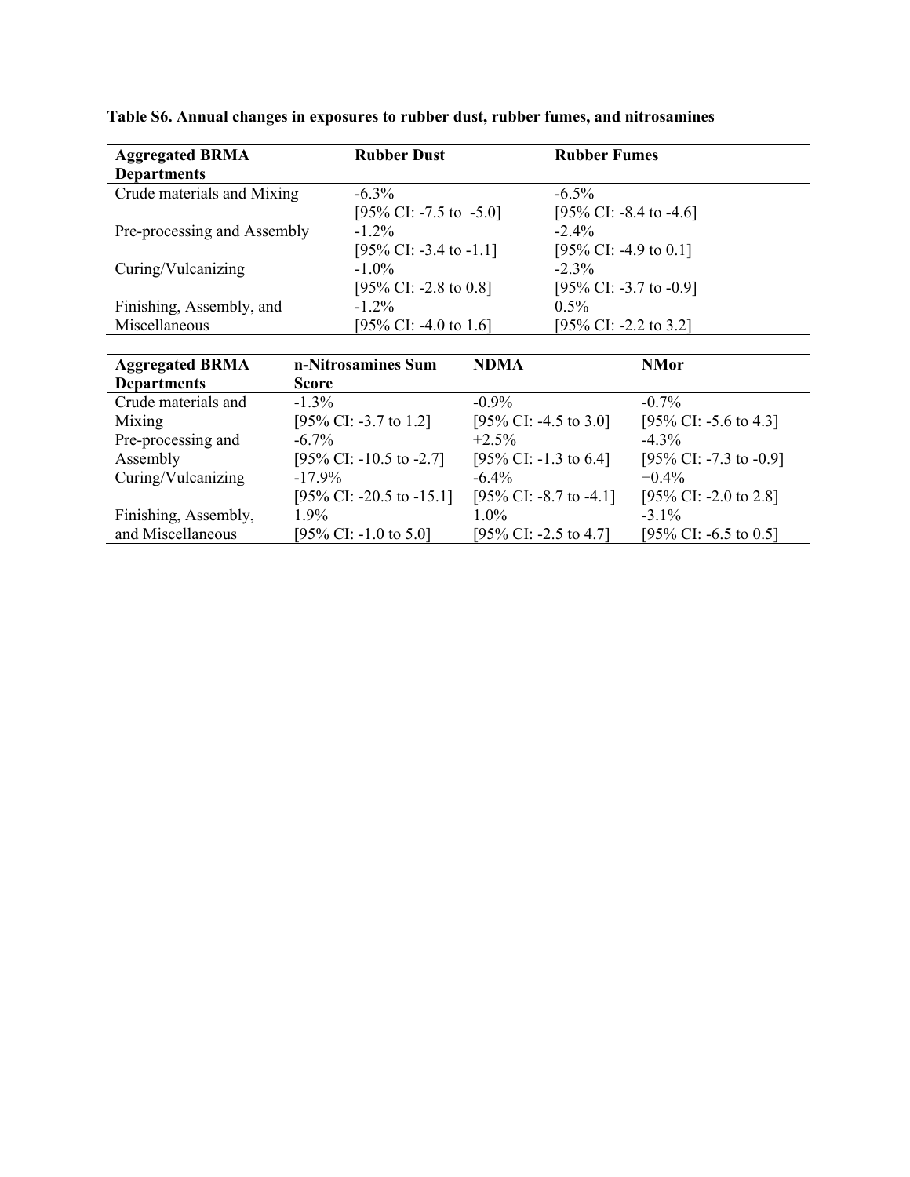**Table S6. Annual changes in exposures to rubber dust, rubber fumes, and nitrosamines**

| Aggregated BRMA Departments | Rubber Dust | Rubber Fumes |
|---|---|---|
| Crude materials and Mixing | -6.3% [95% CI: -7.5 to -5.0] | -6.5% [95% CI: -8.4 to -4.6] |
| Pre-processing and Assembly | -1.2% [95% CI: -3.4 to -1.1] | -2.4% [95% CI: -4.9 to 0.1] |
| Curing/Vulcanizing | -1.0% [95% CI: -2.8 to 0.8] | -2.3% [95% CI: -3.7 to -0.9] |
| Finishing, Assembly, and Miscellaneous | -1.2% [95% CI: -4.0 to 1.6] | 0.5% [95% CI: -2.2 to 3.2] |

| Aggregated BRMA Departments | n-Nitrosamines Sum Score | NDMA | NMor |
|---|---|---|---|
| Crude materials and Mixing | -1.3% [95% CI: -3.7 to 1.2] | -0.9% [95% CI: -4.5 to 3.0] | -0.7% [95% CI: -5.6 to 4.3] |
| Pre-processing and Assembly | -6.7% [95% CI: -10.5 to -2.7] | +2.5% [95% CI: -1.3 to 6.4] | -4.3% [95% CI: -7.3 to -0.9] |
| Curing/Vulcanizing | -17.9% [95% CI: -20.5 to -15.1] | -6.4% [95% CI: -8.7 to -4.1] | +0.4% [95% CI: -2.0 to 2.8] |
| Finishing, Assembly, and Miscellaneous | 1.9% [95% CI: -1.0 to 5.0] | 1.0% [95% CI: -2.5 to 4.7] | -3.1% [95% CI: -6.5 to 0.5] |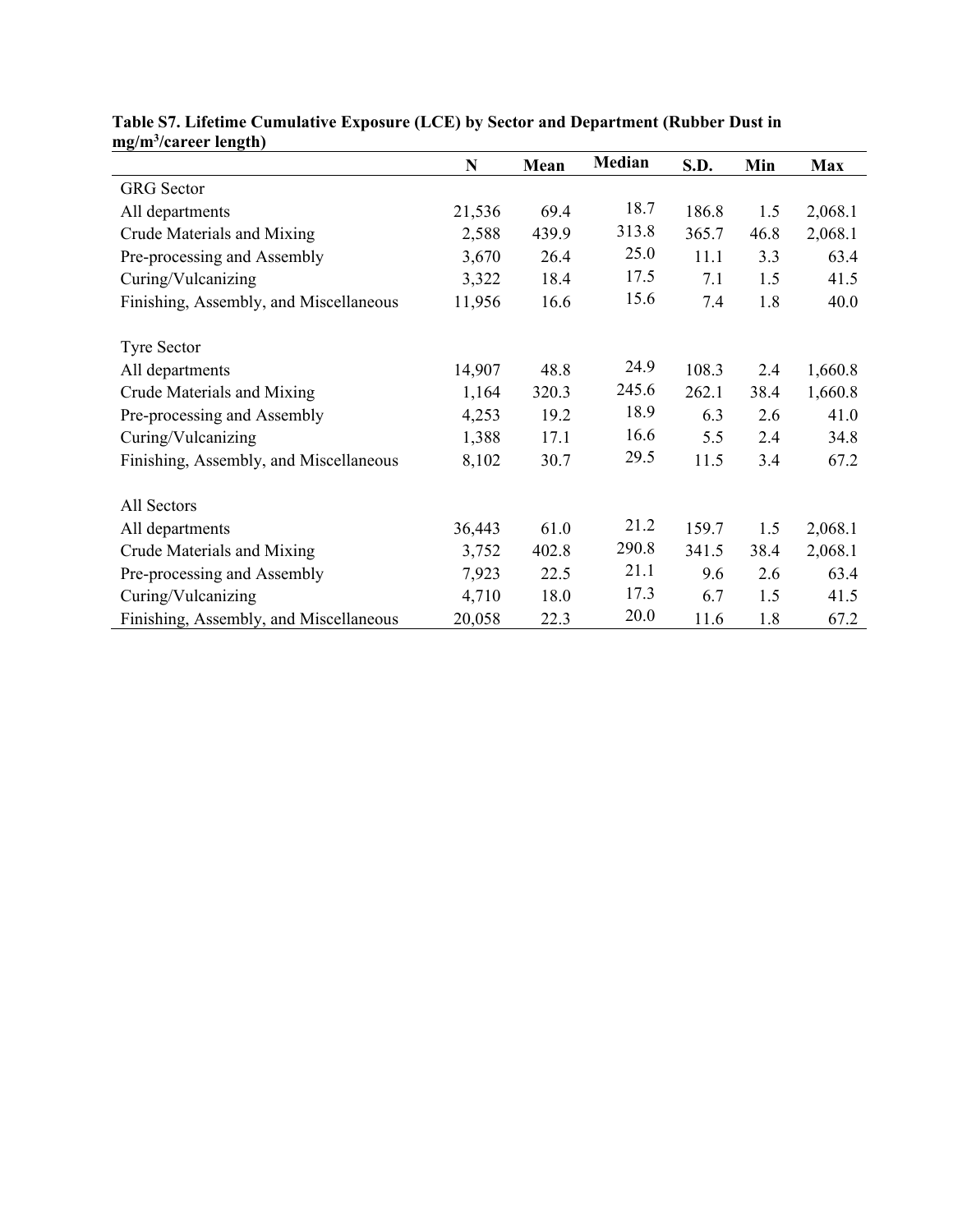**Table S7. Lifetime Cumulative Exposure (LCE) by Sector and Department (Rubber Dust in mg/m$^3$/career length)**

| | N | Mean | Median | S.D. | Min | Max |
|---|---|---|---|---|---|---|
| GRG Sector | | | | | | |
| All departments | 21,536 | 69.4 | 18.7 | 186.8 | 1.5 | 2,068.1 |
| Crude Materials and Mixing | 2,588 | 439.9 | 313.8 | 365.7 | 46.8 | 2,068.1 |
| Pre-processing and Assembly | 3,670 | 26.4 | 25.0 | 11.1 | 3.3 | 63.4 |
| Curing/Vulcanizing | 3,322 | 18.4 | 17.5 | 7.1 | 1.5 | 41.5 |
| Finishing, Assembly, and Miscellaneous | 11,956 | 16.6 | 15.6 | 7.4 | 1.8 | 40.0 |
| | | | | | | |
| Tyre Sector | | | | | | |
| All departments | 14,907 | 48.8 | 24.9 | 108.3 | 2.4 | 1,660.8 |
| Crude Materials and Mixing | 1,164 | 320.3 | 245.6 | 262.1 | 38.4 | 1,660.8 |
| Pre-processing and Assembly | 4,253 | 19.2 | 18.9 | 6.3 | 2.6 | 41.0 |
| Curing/Vulcanizing | 1,388 | 17.1 | 16.6 | 5.5 | 2.4 | 34.8 |
| Finishing, Assembly, and Miscellaneous | 8,102 | 30.7 | 29.5 | 11.5 | 3.4 | 67.2 |
| | | | | | | |
| All Sectors | | | | | | |
| All departments | 36,443 | 61.0 | 21.2 | 159.7 | 1.5 | 2,068.1 |
| Crude Materials and Mixing | 3,752 | 402.8 | 290.8 | 341.5 | 38.4 | 2,068.1 |
| Pre-processing and Assembly | 7,923 | 22.5 | 21.1 | 9.6 | 2.6 | 63.4 |
| Curing/Vulcanizing | 4,710 | 18.0 | 17.3 | 6.7 | 1.5 | 41.5 |
| Finishing, Assembly, and Miscellaneous | 20,058 | 22.3 | 20.0 | 11.6 | 1.8 | 67.2 |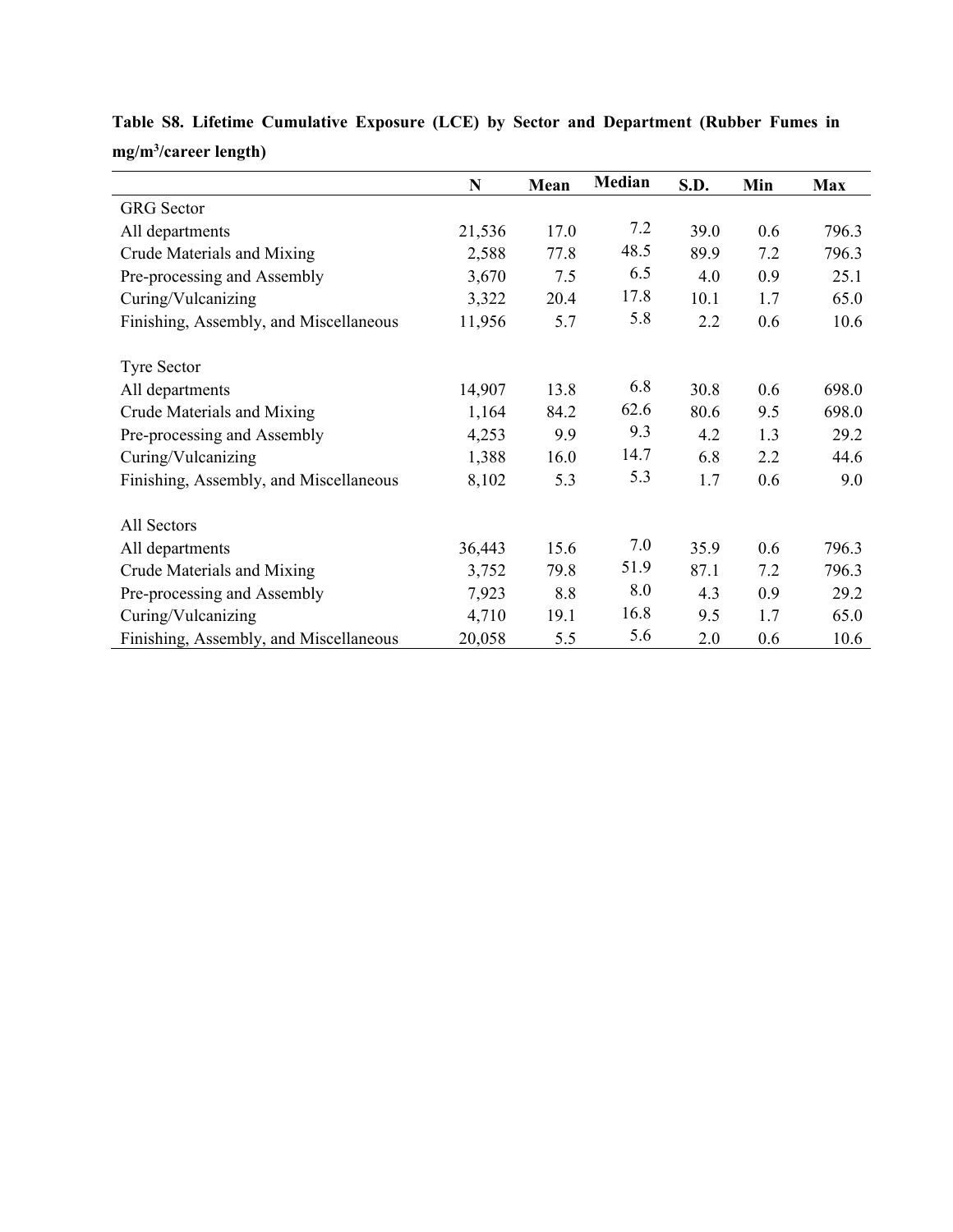**Table S8. Lifetime Cumulative Exposure (LCE) by Sector and Department (Rubber Fumes in mg/m³/career length)**

| | N | Mean | Median | S.D. | Min | Max |
|---|---|---|---|---|---|---|
| GRG Sector | | | | | | |
| All departments | 21,536 | 17.0 | 7.2 | 39.0 | 0.6 | 796.3 |
| Crude Materials and Mixing | 2,588 | 77.8 | 48.5 | 89.9 | 7.2 | 796.3 |
| Pre-processing and Assembly | 3,670 | 7.5 | 6.5 | 4.0 | 0.9 | 25.1 |
| Curing/Vulcanizing | 3,322 | 20.4 | 17.8 | 10.1 | 1.7 | 65.0 |
| Finishing, Assembly, and Miscellaneous | 11,956 | 5.7 | 5.8 | 2.2 | 0.6 | 10.6 |
| | | | | | | |
| Tyre Sector | | | | | | |
| All departments | 14,907 | 13.8 | 6.8 | 30.8 | 0.6 | 698.0 |
| Crude Materials and Mixing | 1,164 | 84.2 | 62.6 | 80.6 | 9.5 | 698.0 |
| Pre-processing and Assembly | 4,253 | 9.9 | 9.3 | 4.2 | 1.3 | 29.2 |
| Curing/Vulcanizing | 1,388 | 16.0 | 14.7 | 6.8 | 2.2 | 44.6 |
| Finishing, Assembly, and Miscellaneous | 8,102 | 5.3 | 5.3 | 1.7 | 0.6 | 9.0 |
| | | | | | | |
| All Sectors | | | | | | |
| All departments | 36,443 | 15.6 | 7.0 | 35.9 | 0.6 | 796.3 |
| Crude Materials and Mixing | 3,752 | 79.8 | 51.9 | 87.1 | 7.2 | 796.3 |
| Pre-processing and Assembly | 7,923 | 8.8 | 8.0 | 4.3 | 0.9 | 29.2 |
| Curing/Vulcanizing | 4,710 | 19.1 | 16.8 | 9.5 | 1.7 | 65.0 |
| Finishing, Assembly, and Miscellaneous | 20,058 | 5.5 | 5.6 | 2.0 | 0.6 | 10.6 |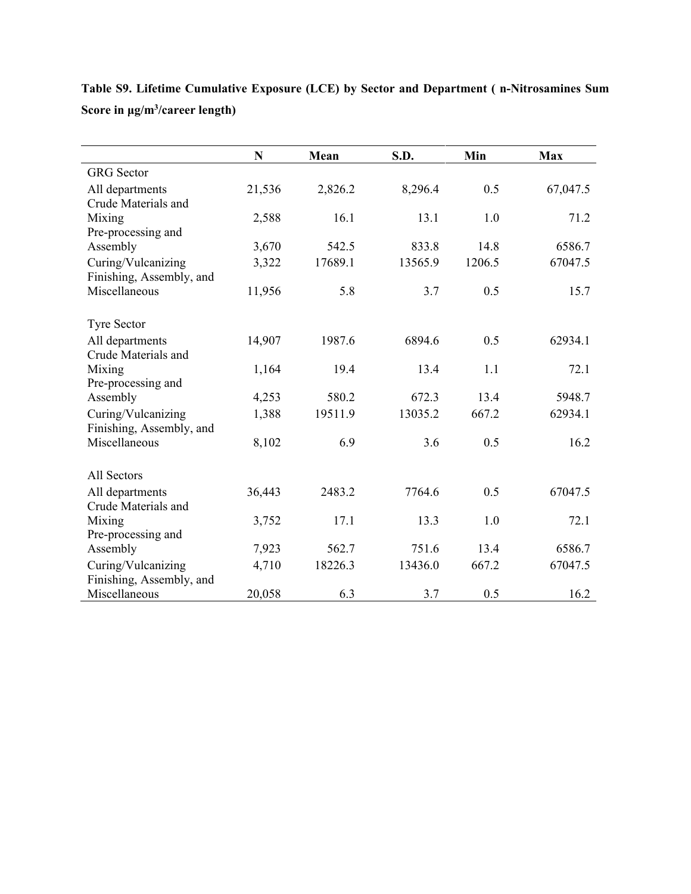**Table S9. Lifetime Cumulative Exposure (LCE) by Sector and Department ( n-Nitrosamines Sum Score in µg/m$^3$/career length)**

| | N | Mean | S.D. | Min | Max |
|---|---|---|---|---|---|
| GRG Sector | | | | | |
| All departments | 21,536 | 2,826.2 | 8,296.4 | 0.5 | 67,047.5 |
| Crude Materials and Mixing | 2,588 | 16.1 | 13.1 | 1.0 | 71.2 |
| Pre-processing and Assembly | 3,670 | 542.5 | 833.8 | 14.8 | 6586.7 |
| Curing/Vulcanizing | 3,322 | 17689.1 | 13565.9 | 1206.5 | 67047.5 |
| Finishing, Assembly, and Miscellaneous | 11,956 | 5.8 | 3.7 | 0.5 | 15.7 |
| | | | | | |
| Tyre Sector | | | | | |
| All departments | 14,907 | 1987.6 | 6894.6 | 0.5 | 62934.1 |
| Crude Materials and Mixing | 1,164 | 19.4 | 13.4 | 1.1 | 72.1 |
| Pre-processing and Assembly | 4,253 | 580.2 | 672.3 | 13.4 | 5948.7 |
| Curing/Vulcanizing | 1,388 | 19511.9 | 13035.2 | 667.2 | 62934.1 |
| Finishing, Assembly, and Miscellaneous | 8,102 | 6.9 | 3.6 | 0.5 | 16.2 |
| | | | | | |
| All Sectors | | | | | |
| All departments | 36,443 | 2483.2 | 7764.6 | 0.5 | 67047.5 |
| Crude Materials and Mixing | 3,752 | 17.1 | 13.3 | 1.0 | 72.1 |
| Pre-processing and Assembly | 7,923 | 562.7 | 751.6 | 13.4 | 6586.7 |
| Curing/Vulcanizing | 4,710 | 18226.3 | 13436.0 | 667.2 | 67047.5 |
| Finishing, Assembly, and Miscellaneous | 20,058 | 6.3 | 3.7 | 0.5 | 16.2 |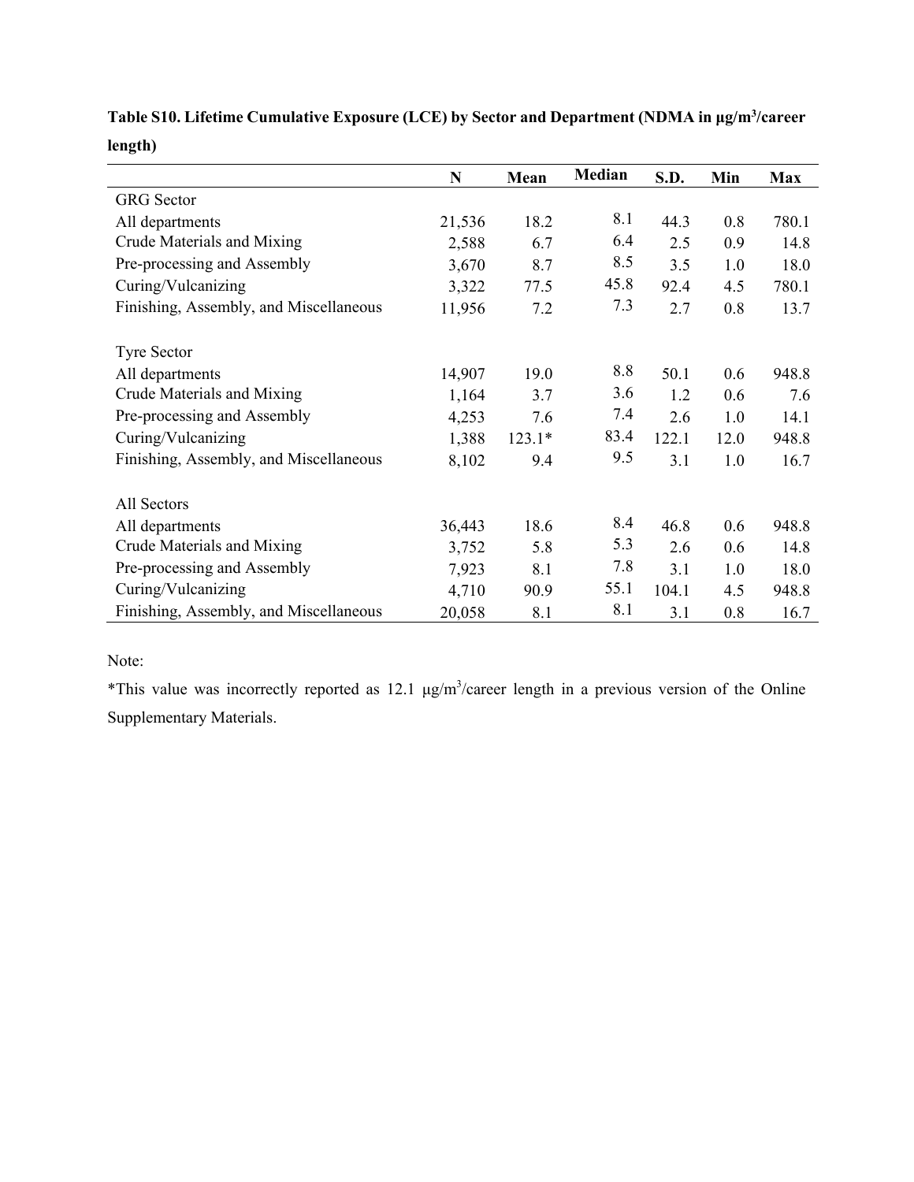**Table S10. Lifetime Cumulative Exposure (LCE) by Sector and Department (NDMA in μg/m$^3$/career length)**

| | N | Mean | Median | S.D. | Min | Max |
|---|---|---|---|---|---|---|
| GRG Sector | | | | | | |
| All departments | 21,536 | 18.2 | 8.1 | 44.3 | 0.8 | 780.1 |
| Crude Materials and Mixing | 2,588 | 6.7 | 6.4 | 2.5 | 0.9 | 14.8 |
| Pre-processing and Assembly | 3,670 | 8.7 | 8.5 | 3.5 | 1.0 | 18.0 |
| Curing/Vulcanizing | 3,322 | 77.5 | 45.8 | 92.4 | 4.5 | 780.1 |
| Finishing, Assembly, and Miscellaneous | 11,956 | 7.2 | 7.3 | 2.7 | 0.8 | 13.7 |
| Tyre Sector | | | | | | |
| All departments | 14,907 | 19.0 | 8.8 | 50.1 | 0.6 | 948.8 |
| Crude Materials and Mixing | 1,164 | 3.7 | 3.6 | 1.2 | 0.6 | 7.6 |
| Pre-processing and Assembly | 4,253 | 7.6 | 7.4 | 2.6 | 1.0 | 14.1 |
| Curing/Vulcanizing | 1,388 | 123.1* | 83.4 | 122.1 | 12.0 | 948.8 |
| Finishing, Assembly, and Miscellaneous | 8,102 | 9.4 | 9.5 | 3.1 | 1.0 | 16.7 |
| All Sectors | | | | | | |
| All departments | 36,443 | 18.6 | 8.4 | 46.8 | 0.6 | 948.8 |
| Crude Materials and Mixing | 3,752 | 5.8 | 5.3 | 2.6 | 0.6 | 14.8 |
| Pre-processing and Assembly | 7,923 | 8.1 | 7.8 | 3.1 | 1.0 | 18.0 |
| Curing/Vulcanizing | 4,710 | 90.9 | 55.1 | 104.1 | 4.5 | 948.8 |
| Finishing, Assembly, and Miscellaneous | 20,058 | 8.1 | 8.1 | 3.1 | 0.8 | 16.7 |

Note:

*This value was incorrectly reported as 12.1 μg/m$^3$/career length in a previous version of the Online Supplementary Materials.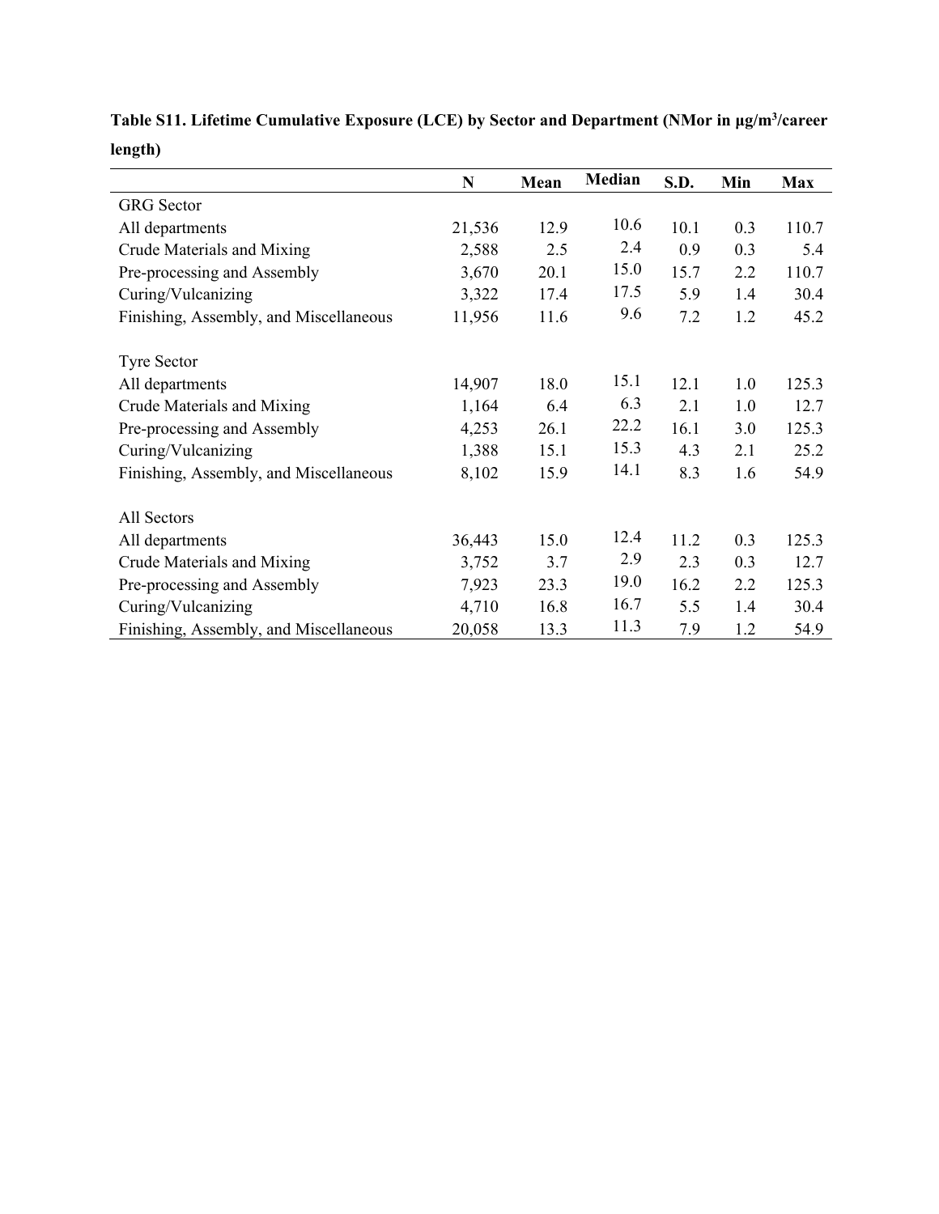**Table S11. Lifetime Cumulative Exposure (LCE) by Sector and Department (NMor in μg/m$^3$/career length)**

| | N | Mean | Median | S.D. | Min | Max |
|---|---|---|---|---|---|---|
| GRG Sector | | | | | | |
| All departments | 21,536 | 12.9 | 10.6 | 10.1 | 0.3 | 110.7 |
| Crude Materials and Mixing | 2,588 | 2.5 | 2.4 | 0.9 | 0.3 | 5.4 |
| Pre-processing and Assembly | 3,670 | 20.1 | 15.0 | 15.7 | 2.2 | 110.7 |
| Curing/Vulcanizing | 3,322 | 17.4 | 17.5 | 5.9 | 1.4 | 30.4 |
| Finishing, Assembly, and Miscellaneous | 11,956 | 11.6 | 9.6 | 7.2 | 1.2 | 45.2 |
| | | | | | | |
| Tyre Sector | | | | | | |
| All departments | 14,907 | 18.0 | 15.1 | 12.1 | 1.0 | 125.3 |
| Crude Materials and Mixing | 1,164 | 6.4 | 6.3 | 2.1 | 1.0 | 12.7 |
| Pre-processing and Assembly | 4,253 | 26.1 | 22.2 | 16.1 | 3.0 | 125.3 |
| Curing/Vulcanizing | 1,388 | 15.1 | 15.3 | 4.3 | 2.1 | 25.2 |
| Finishing, Assembly, and Miscellaneous | 8,102 | 15.9 | 14.1 | 8.3 | 1.6 | 54.9 |
| | | | | | | |
| All Sectors | | | | | | |
| All departments | 36,443 | 15.0 | 12.4 | 11.2 | 0.3 | 125.3 |
| Crude Materials and Mixing | 3,752 | 3.7 | 2.9 | 2.3 | 0.3 | 12.7 |
| Pre-processing and Assembly | 7,923 | 23.3 | 19.0 | 16.2 | 2.2 | 125.3 |
| Curing/Vulcanizing | 4,710 | 16.8 | 16.7 | 5.5 | 1.4 | 30.4 |
| Finishing, Assembly, and Miscellaneous | 20,058 | 13.3 | 11.3 | 7.9 | 1.2 | 54.9 |